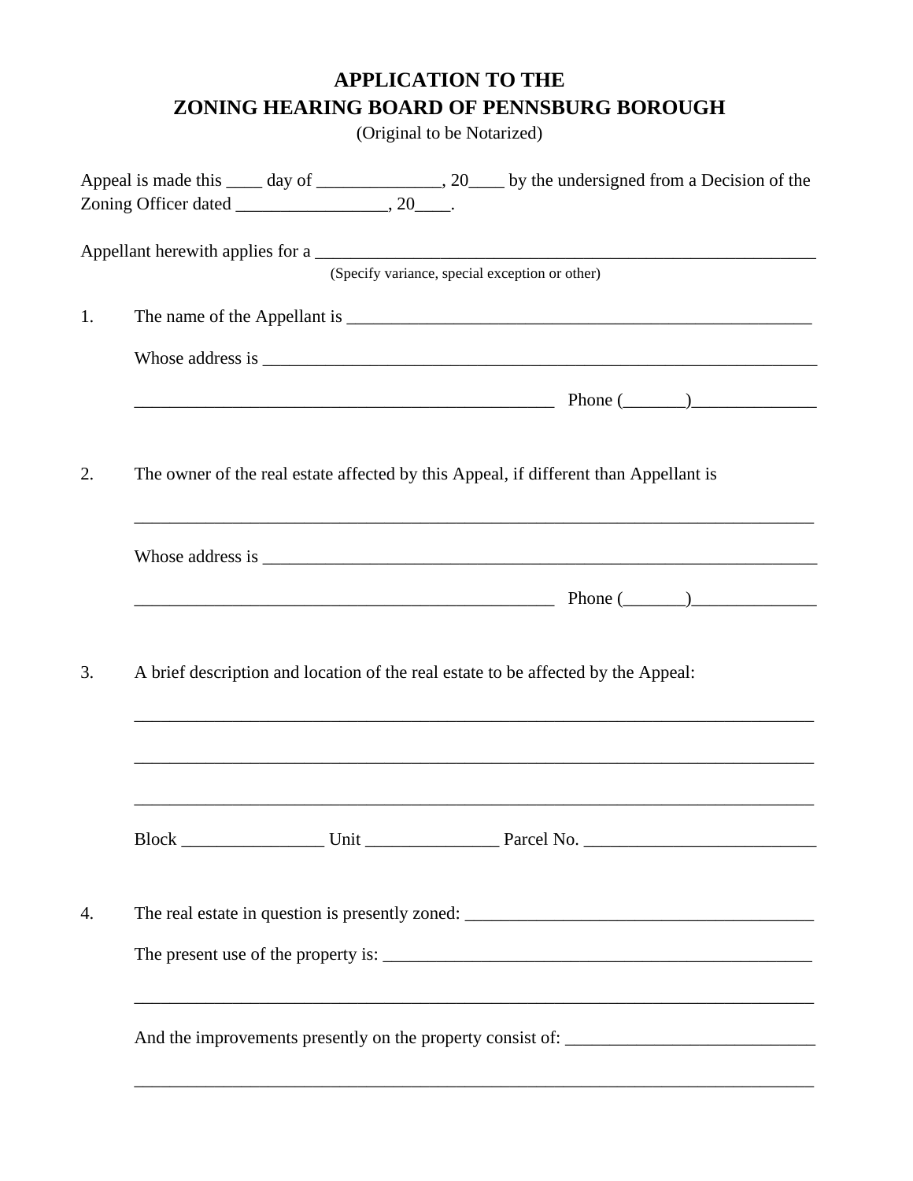# APPLICATION TO THE
# ZONING HEARING BOARD OF PENNSBURG BOROUGH

(Original to be Notarized)

Appeal is made this ____ day of ______________, 20____ by the undersigned from a Decision of the Zoning Officer dated _________________, 20____.

Appellant herewith applies for a __________________________________________________________
(Specify variance, special exception or other)

1. The name of the Appellant is ______________________________________________________

   Whose address is _______________________________________________________________

   ________________________________________________ Phone (_______)______________

2. The owner of the real estate affected by this Appeal, if different than Appellant is

   ______________________________________________________________________________

   Whose address is _______________________________________________________________

   ________________________________________________ Phone (_______)______________

3. A brief description and location of the real estate to be affected by the Appeal:

   ______________________________________________________________________________

   ______________________________________________________________________________

   ______________________________________________________________________________

   Block ________________ Unit _______________ Parcel No. __________________________

4. The real estate in question is presently zoned: ________________________________________

   The present use of the property is: __________________________________________________

   ______________________________________________________________________________

   And the improvements presently on the property consist of: ___________________________

   ______________________________________________________________________________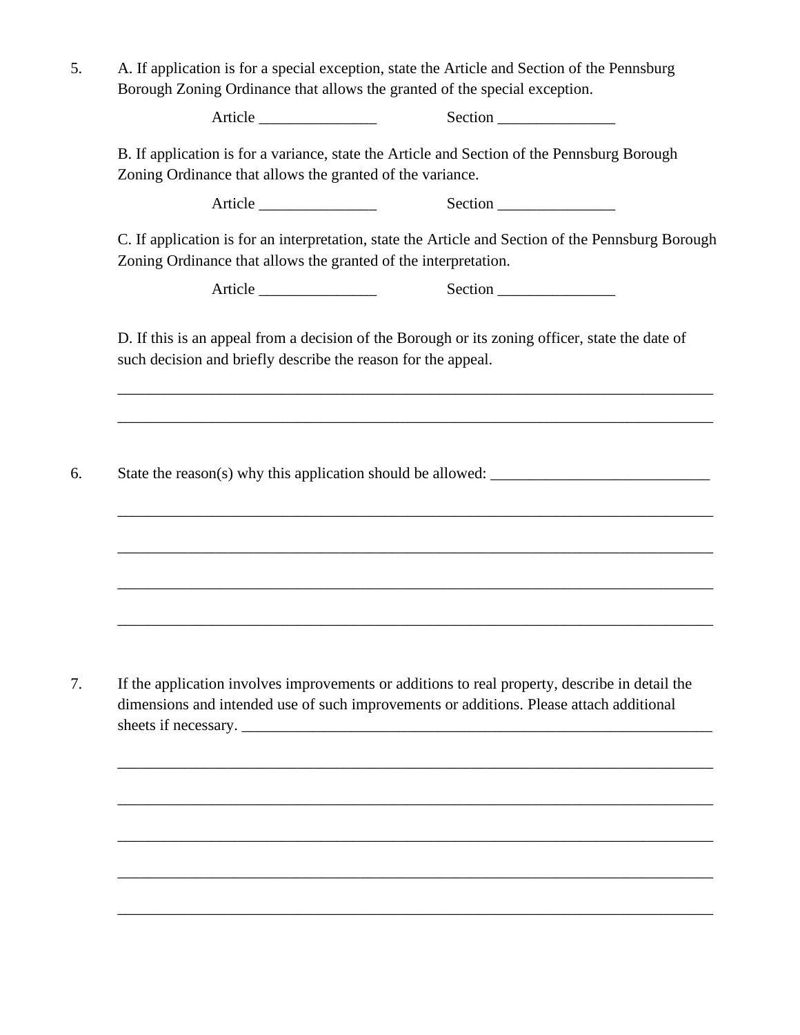5. A. If application is for a special exception, state the Article and Section of the Pennsburg Borough Zoning Ordinance that allows the granted of the special exception.

   Article _______________ Section _______________

   B. If application is for a variance, state the Article and Section of the Pennsburg Borough Zoning Ordinance that allows the granted of the variance.

   Article _______________ Section _______________

   C. If application is for an interpretation, state the Article and Section of the Pennsburg Borough Zoning Ordinance that allows the granted of the interpretation.

   Article _______________ Section _______________

   D. If this is an appeal from a decision of the Borough or its zoning officer, state the date of such decision and briefly describe the reason for the appeal.

   ______________________________________________________________________________

   ______________________________________________________________________________

6. State the reason(s) why this application should be allowed: ____________________________

   ______________________________________________________________________________

   ______________________________________________________________________________

   ______________________________________________________________________________

   ______________________________________________________________________________

7. If the application involves improvements or additions to real property, describe in detail the dimensions and intended use of such improvements or additions. Please attach additional sheets if necessary. _________________________________________________________________

   ______________________________________________________________________________

   ______________________________________________________________________________

   ______________________________________________________________________________

   ______________________________________________________________________________

   ______________________________________________________________________________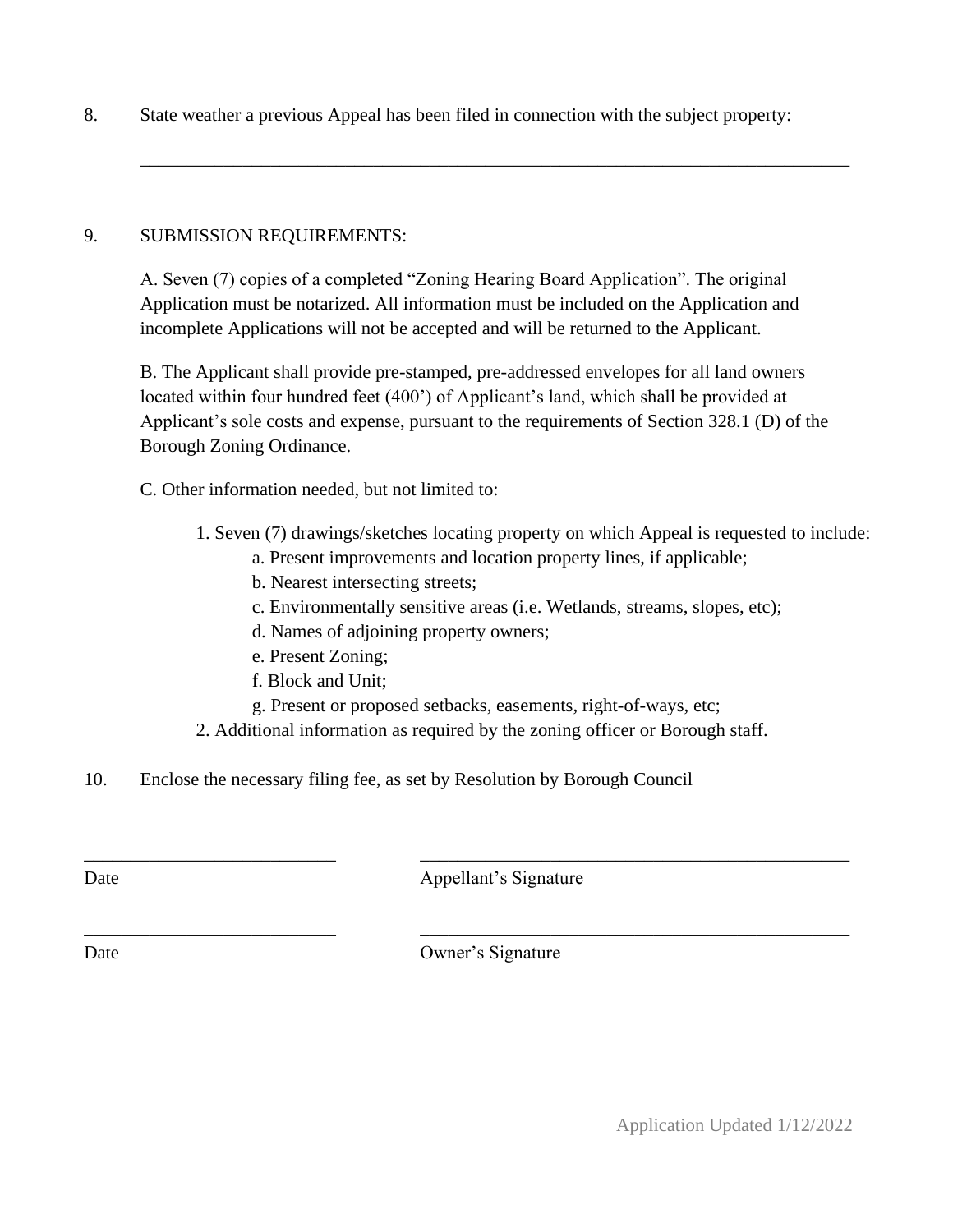8. State weather a previous Appeal has been filed in connection with the subject property:

_______________________________________________________________________________

9. SUBMISSION REQUIREMENTS:

A. Seven (7) copies of a completed "Zoning Hearing Board Application". The original Application must be notarized. All information must be included on the Application and incomplete Applications will not be accepted and will be returned to the Applicant.

B. The Applicant shall provide pre-stamped, pre-addressed envelopes for all land owners located within four hundred feet (400') of Applicant's land, which shall be provided at Applicant's sole costs and expense, pursuant to the requirements of Section 328.1 (D) of the Borough Zoning Ordinance.

C. Other information needed, but not limited to:

1. Seven (7) drawings/sketches locating property on which Appeal is requested to include:
   a. Present improvements and location property lines, if applicable;
   b. Nearest intersecting streets;
   c. Environmentally sensitive areas (i.e. Wetlands, streams, slopes, etc);
   d. Names of adjoining property owners;
   e. Present Zoning;
   f. Block and Unit;
   g. Present or proposed setbacks, easements, right-of-ways, etc;
2. Additional information as required by the zoning officer or Borough staff.

10. Enclose the necessary filing fee, as set by Resolution by Borough Council

___________________________ ________________________________________________

Date Appellant's Signature

___________________________ ________________________________________________

Date Owner's Signature

Application Updated 1/12/2022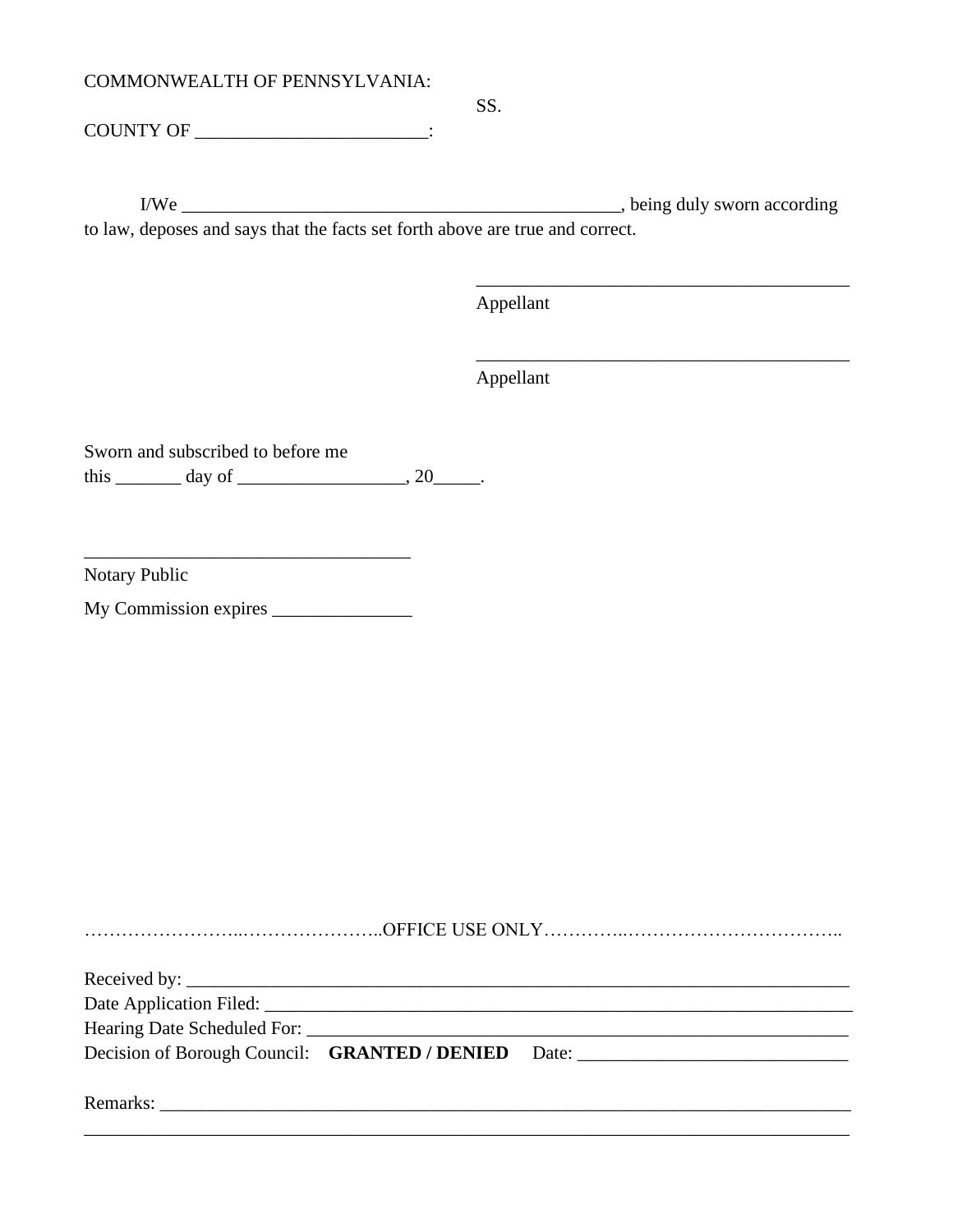COMMONWEALTH OF PENNSYLVANIA:

SS.

COUNTY OF _________________________:

I/We ________________________________________________, being duly sworn according to law, deposes and says that the facts set forth above are true and correct.

________________________________________
Appellant

________________________________________
Appellant

Sworn and subscribed to before me
this _______ day of __________________, 20_____.

___________________________________
Notary Public

My Commission expires _______________

……………………...…………………..OFFICE USE ONLY…………..……………………………..

Received by: ___________________________________________________________________________

Date Application Filed: ___________________________________________________________________

Hearing Date Scheduled For: ______________________________________________________________

Decision of Borough Council: **GRANTED / DENIED** Date: _____________________________

Remarks: _______________________________________________________________________________

_______________________________________________________________________________________